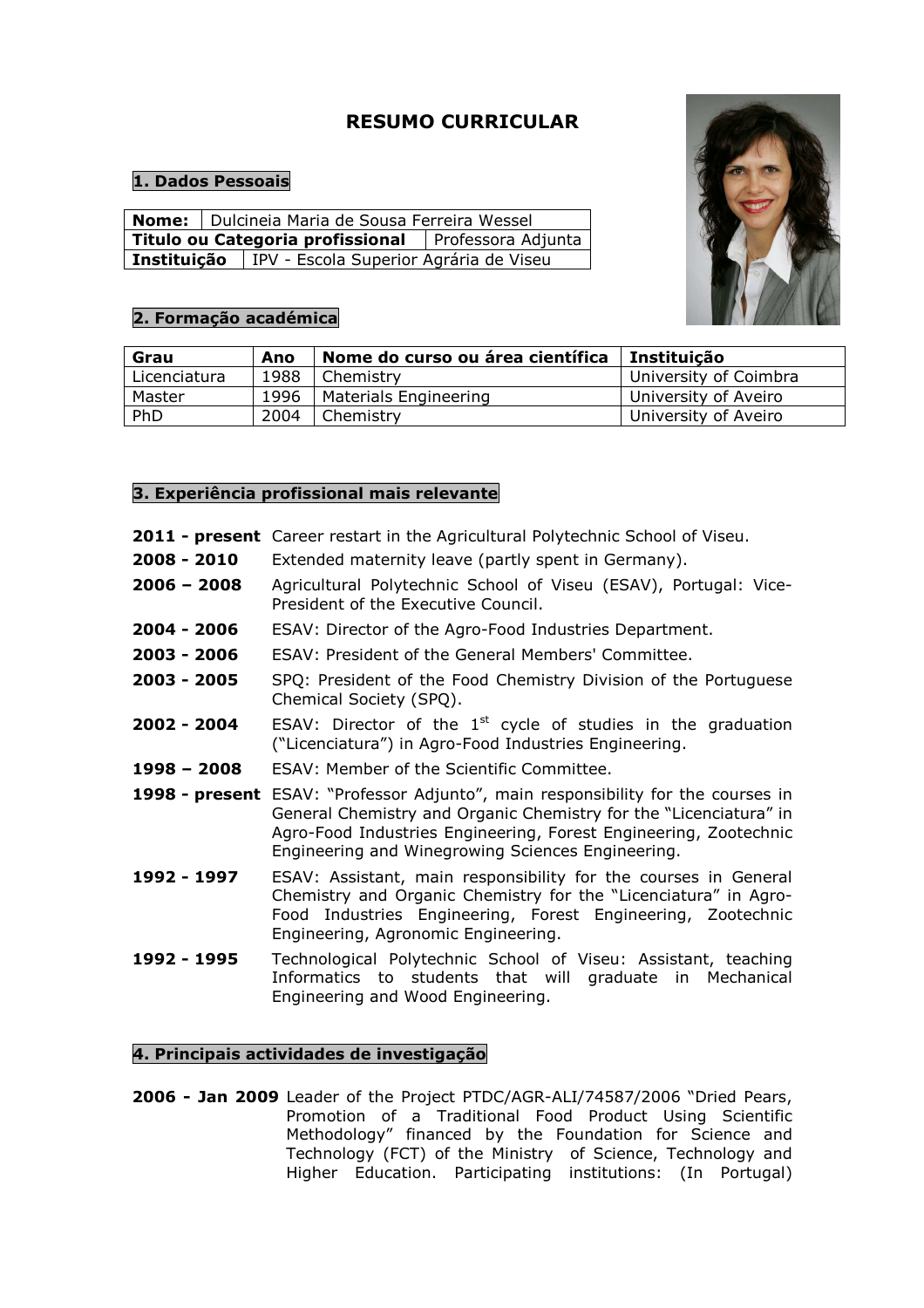# RESUMO CURRICULAR

## 1. Dados Pessoais

| **Nome:** | Dulcineia Maria de Sousa Ferreira Wessel |
|---|---|
| **Titulo ou Categoria profissional** | Professora Adjunta |
| **Instituição** | IPV - Escola Superior Agrária de Viseu |

## 2. Formação académica

| Grau | Ano | Nome do curso ou área científica | Instituição |
|---|---|---|---|
| Licenciatura | 1988 | Chemistry | University of Coimbra |
| Master | 1996 | Materials Engineering | University of Aveiro |
| PhD | 2004 | Chemistry | University of Aveiro |

## 3. Experiência profissional mais relevante

**2011 - present** Career restart in the Agricultural Polytechnic School of Viseu.

**2008 - 2010** Extended maternity leave (partly spent in Germany).

**2006 – 2008** Agricultural Polytechnic School of Viseu (ESAV), Portugal: Vice-President of the Executive Council.

**2004 - 2006** ESAV: Director of the Agro-Food Industries Department.

**2003 - 2006** ESAV: President of the General Members' Committee.

**2003 - 2005** SPQ: President of the Food Chemistry Division of the Portuguese Chemical Society (SPQ).

**2002 - 2004** ESAV: Director of the 1st cycle of studies in the graduation ("Licenciatura") in Agro-Food Industries Engineering.

**1998 – 2008** ESAV: Member of the Scientific Committee.

**1998 - present** ESAV: "Professor Adjunto", main responsibility for the courses in General Chemistry and Organic Chemistry for the "Licenciatura" in Agro-Food Industries Engineering, Forest Engineering, Zootechnic Engineering and Winegrowing Sciences Engineering.

**1992 - 1997** ESAV: Assistant, main responsibility for the courses in General Chemistry and Organic Chemistry for the "Licenciatura" in Agro-Food Industries Engineering, Forest Engineering, Zootechnic Engineering, Agronomic Engineering.

**1992 - 1995** Technological Polytechnic School of Viseu: Assistant, teaching Informatics to students that will graduate in Mechanical Engineering and Wood Engineering.

## 4. Principais actividades de investigação

**2006 - Jan 2009** Leader of the Project PTDC/AGR-ALI/74587/2006 "Dried Pears, Promotion of a Traditional Food Product Using Scientific Methodology" financed by the Foundation for Science and Technology (FCT) of the Ministry of Science, Technology and Higher Education. Participating institutions: (In Portugal)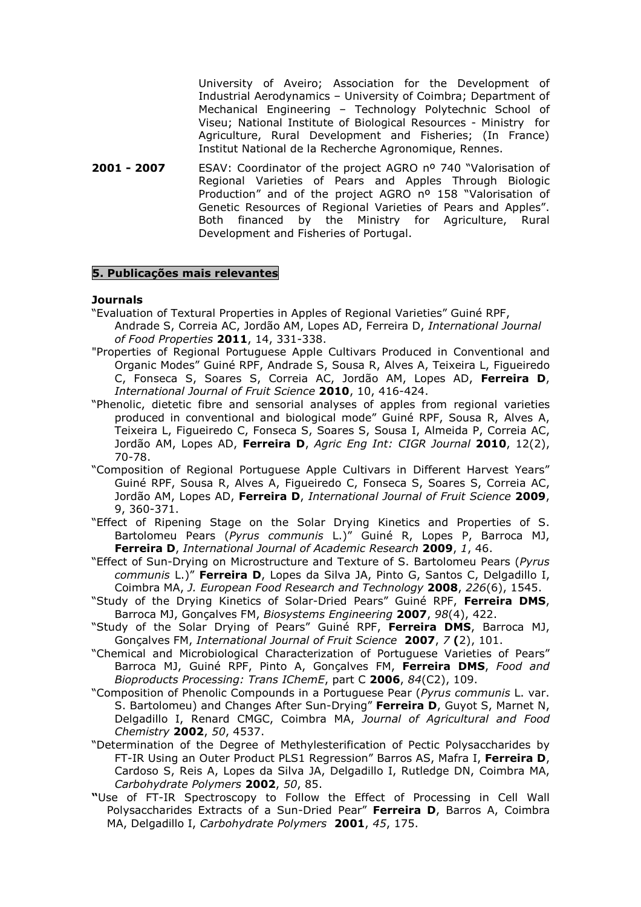University of Aveiro; Association for the Development of Industrial Aerodynamics – University of Coimbra; Department of Mechanical Engineering – Technology Polytechnic School of Viseu; National Institute of Biological Resources - Ministry for Agriculture, Rural Development and Fisheries; (In France) Institut National de la Recherche Agronomique, Rennes.

**2001 - 2007** ESAV: Coordinator of the project AGRO nº 740 "Valorisation of Regional Varieties of Pears and Apples Through Biologic Production" and of the project AGRO nº 158 "Valorisation of Genetic Resources of Regional Varieties of Pears and Apples". Both financed by the Ministry for Agriculture, Rural Development and Fisheries of Portugal.

## 5. Publicações mais relevantes

**Journals**

"Evaluation of Textural Properties in Apples of Regional Varieties" Guiné RPF, Andrade S, Correia AC, Jordão AM, Lopes AD, Ferreira D, *International Journal of Food Properties* **2011**, 14, 331-338.

"Properties of Regional Portuguese Apple Cultivars Produced in Conventional and Organic Modes" Guiné RPF, Andrade S, Sousa R, Alves A, Teixeira L, Figueiredo C, Fonseca S, Soares S, Correia AC, Jordão AM, Lopes AD, **Ferreira D**, *International Journal of Fruit Science* **2010**, 10, 416-424.

"Phenolic, dietetic fibre and sensorial analyses of apples from regional varieties produced in conventional and biological mode" Guiné RPF, Sousa R, Alves A, Teixeira L, Figueiredo C, Fonseca S, Soares S, Sousa I, Almeida P, Correia AC, Jordão AM, Lopes AD, **Ferreira D**, *Agric Eng Int: CIGR Journal* **2010**, 12(2), 70-78.

"Composition of Regional Portuguese Apple Cultivars in Different Harvest Years" Guiné RPF, Sousa R, Alves A, Figueiredo C, Fonseca S, Soares S, Correia AC, Jordão AM, Lopes AD, **Ferreira D**, *International Journal of Fruit Science* **2009**, 9, 360-371.

"Effect of Ripening Stage on the Solar Drying Kinetics and Properties of S. Bartolomeu Pears (*Pyrus communis* L.)" Guiné R, Lopes P, Barroca MJ, **Ferreira D**, *International Journal of Academic Research* **2009**, *1*, 46.

"Effect of Sun-Drying on Microstructure and Texture of S. Bartolomeu Pears (*Pyrus communis* L.)" **Ferreira D**, Lopes da Silva JA, Pinto G, Santos C, Delgadillo I, Coimbra MA, *J. European Food Research and Technology* **2008**, *226*(6), 1545.

"Study of the Drying Kinetics of Solar-Dried Pears" Guiné RPF, **Ferreira DMS**, Barroca MJ, Gonçalves FM, *Biosystems Engineering* **2007**, *98*(4), 422.

"Study of the Solar Drying of Pears" Guiné RPF, **Ferreira DMS**, Barroca MJ, Gonçalves FM, *International Journal of Fruit Science* **2007**, *7* **(**2), 101.

"Chemical and Microbiological Characterization of Portuguese Varieties of Pears" Barroca MJ, Guiné RPF, Pinto A, Gonçalves FM, **Ferreira DMS**, *Food and Bioproducts Processing: Trans IChemE*, part C **2006**, *84*(C2), 109.

"Composition of Phenolic Compounds in a Portuguese Pear (*Pyrus communis* L. var. S. Bartolomeu) and Changes After Sun-Drying" **Ferreira D**, Guyot S, Marnet N, Delgadillo I, Renard CMGC, Coimbra MA, *Journal of Agricultural and Food Chemistry* **2002**, *50*, 4537.

"Determination of the Degree of Methylesterification of Pectic Polysaccharides by FT-IR Using an Outer Product PLS1 Regression" Barros AS, Mafra I, **Ferreira D**, Cardoso S, Reis A, Lopes da Silva JA, Delgadillo I, Rutledge DN, Coimbra MA, *Carbohydrate Polymers* **2002**, *50*, 85.

**"**Use of FT-IR Spectroscopy to Follow the Effect of Processing in Cell Wall Polysaccharides Extracts of a Sun-Dried Pear" **Ferreira D**, Barros A, Coimbra MA, Delgadillo I, *Carbohydrate Polymers* **2001**, *45*, 175.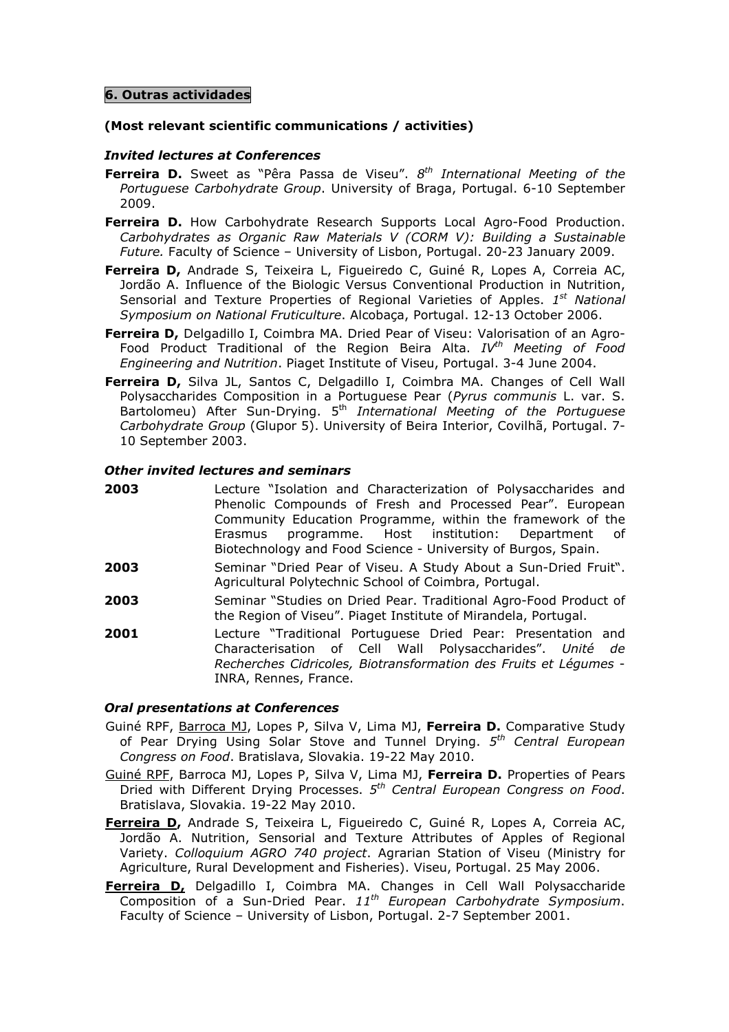## 6. Outras actividades

**(Most relevant scientific communications / activities)**

### *Invited lectures at Conferences*

**Ferreira D.** Sweet as "Pêra Passa de Viseu". *8th International Meeting of the Portuguese Carbohydrate Group*. University of Braga, Portugal. 6-10 September 2009.

**Ferreira D.** How Carbohydrate Research Supports Local Agro-Food Production. *Carbohydrates as Organic Raw Materials V (CORM V): Building a Sustainable Future.* Faculty of Science – University of Lisbon, Portugal. 20-23 January 2009.

**Ferreira D,** Andrade S, Teixeira L, Figueiredo C, Guiné R, Lopes A, Correia AC, Jordão A. Influence of the Biologic Versus Conventional Production in Nutrition, Sensorial and Texture Properties of Regional Varieties of Apples. *1st National Symposium on National Fruticulture*. Alcobaça, Portugal. 12-13 October 2006.

**Ferreira D,** Delgadillo I, Coimbra MA. Dried Pear of Viseu: Valorisation of an Agro-Food Product Traditional of the Region Beira Alta. *IVth Meeting of Food Engineering and Nutrition*. Piaget Institute of Viseu, Portugal. 3-4 June 2004.

**Ferreira D,** Silva JL, Santos C, Delgadillo I, Coimbra MA. Changes of Cell Wall Polysaccharides Composition in a Portuguese Pear (*Pyrus communis* L. var. S. Bartolomeu) After Sun-Drying. 5th *International Meeting of the Portuguese Carbohydrate Group* (Glupor 5). University of Beira Interior, Covilhã, Portugal. 7-10 September 2003.

### *Other invited lectures and seminars*

**2003** Lecture "Isolation and Characterization of Polysaccharides and Phenolic Compounds of Fresh and Processed Pear". European Community Education Programme, within the framework of the Erasmus programme. Host institution: Department of Biotechnology and Food Science - University of Burgos, Spain.

**2003** Seminar "Dried Pear of Viseu. A Study About a Sun-Dried Fruit". Agricultural Polytechnic School of Coimbra, Portugal.

**2003** Seminar "Studies on Dried Pear. Traditional Agro-Food Product of the Region of Viseu". Piaget Institute of Mirandela, Portugal.

**2001** Lecture "Traditional Portuguese Dried Pear: Presentation and Characterisation of Cell Wall Polysaccharides". *Unité de Recherches Cidricoles, Biotransformation des Fruits et Légumes* - INRA, Rennes, France.

### *Oral presentations at Conferences*

Guiné RPF, Barroca MJ, Lopes P, Silva V, Lima MJ, **Ferreira D.** Comparative Study of Pear Drying Using Solar Stove and Tunnel Drying. *5th Central European Congress on Food*. Bratislava, Slovakia. 19-22 May 2010.

Guiné RPF, Barroca MJ, Lopes P, Silva V, Lima MJ, **Ferreira D.** Properties of Pears Dried with Different Drying Processes. *5th Central European Congress on Food*. Bratislava, Slovakia. 19-22 May 2010.

**Ferreira D,** Andrade S, Teixeira L, Figueiredo C, Guiné R, Lopes A, Correia AC, Jordão A. Nutrition, Sensorial and Texture Attributes of Apples of Regional Variety. *Colloquium AGRO 740 project*. Agrarian Station of Viseu (Ministry for Agriculture, Rural Development and Fisheries). Viseu, Portugal. 25 May 2006.

**Ferreira D,** Delgadillo I, Coimbra MA. Changes in Cell Wall Polysaccharide Composition of a Sun-Dried Pear. *11th European Carbohydrate Symposium*. Faculty of Science – University of Lisbon, Portugal. 2-7 September 2001.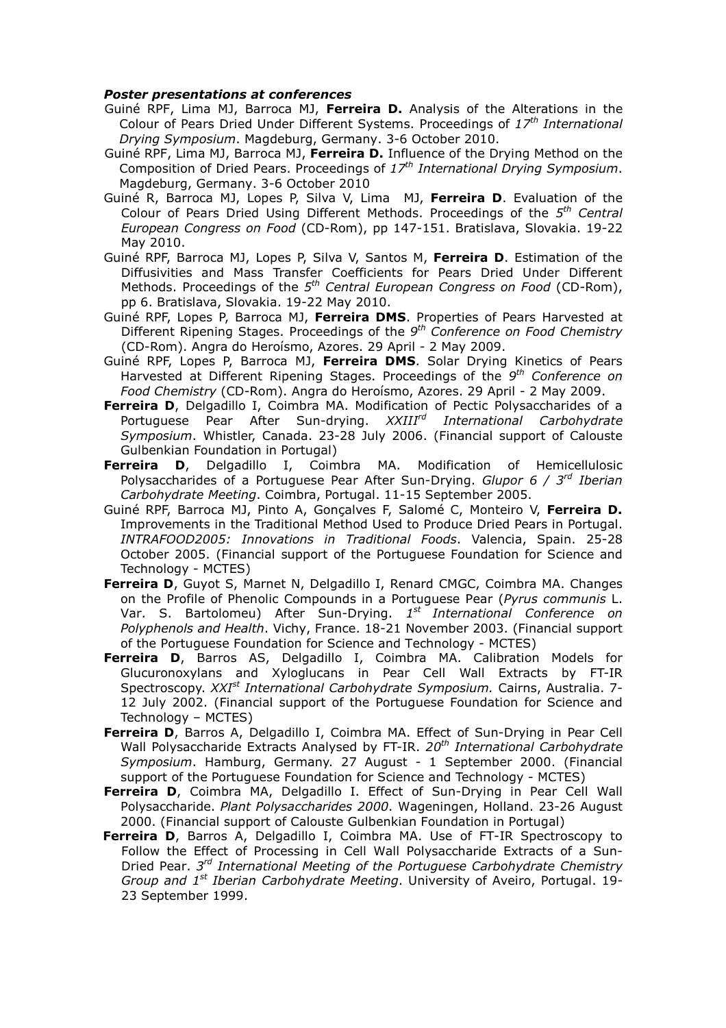***Poster presentations at conferences***

Guiné RPF, Lima MJ, Barroca MJ, **Ferreira D.** Analysis of the Alterations in the Colour of Pears Dried Under Different Systems. Proceedings of *17th International Drying Symposium*. Magdeburg, Germany. 3-6 October 2010.

Guiné RPF, Lima MJ, Barroca MJ, **Ferreira D.** Influence of the Drying Method on the Composition of Dried Pears. Proceedings of *17th International Drying Symposium*. Magdeburg, Germany. 3-6 October 2010

Guiné R, Barroca MJ, Lopes P, Silva V, Lima MJ, **Ferreira D**. Evaluation of the Colour of Pears Dried Using Different Methods. Proceedings of the *5th Central European Congress on Food* (CD-Rom), pp 147-151. Bratislava, Slovakia. 19-22 May 2010.

Guiné RPF, Barroca MJ, Lopes P, Silva V, Santos M, **Ferreira D**. Estimation of the Diffusivities and Mass Transfer Coefficients for Pears Dried Under Different Methods. Proceedings of the *5th Central European Congress on Food* (CD-Rom), pp 6. Bratislava, Slovakia. 19-22 May 2010.

Guiné RPF, Lopes P, Barroca MJ, **Ferreira DMS**. Properties of Pears Harvested at Different Ripening Stages. Proceedings of the *9th Conference on Food Chemistry* (CD-Rom). Angra do Heroísmo, Azores. 29 April - 2 May 2009.

Guiné RPF, Lopes P, Barroca MJ, **Ferreira DMS**. Solar Drying Kinetics of Pears Harvested at Different Ripening Stages. Proceedings of the *9th Conference on Food Chemistry* (CD-Rom). Angra do Heroísmo, Azores. 29 April - 2 May 2009.

**Ferreira D**, Delgadillo I, Coimbra MA. Modification of Pectic Polysaccharides of a Portuguese Pear After Sun-drying. *XXIIIrd International Carbohydrate Symposium*. Whistler, Canada. 23-28 July 2006. (Financial support of Calouste Gulbenkian Foundation in Portugal)

**Ferreira D**, Delgadillo I, Coimbra MA. Modification of Hemicellulosic Polysaccharides of a Portuguese Pear After Sun-Drying. *Glupor 6 / 3rd Iberian Carbohydrate Meeting*. Coimbra, Portugal. 11-15 September 2005.

Guiné RPF, Barroca MJ, Pinto A, Gonçalves F, Salomé C, Monteiro V, **Ferreira D.** Improvements in the Traditional Method Used to Produce Dried Pears in Portugal. *INTRAFOOD2005: Innovations in Traditional Foods*. Valencia, Spain. 25-28 October 2005. (Financial support of the Portuguese Foundation for Science and Technology - MCTES)

**Ferreira D**, Guyot S, Marnet N, Delgadillo I, Renard CMGC, Coimbra MA. Changes on the Profile of Phenolic Compounds in a Portuguese Pear (*Pyrus communis* L. Var. S. Bartolomeu) After Sun-Drying. *1st International Conference on Polyphenols and Health*. Vichy, France. 18-21 November 2003. (Financial support of the Portuguese Foundation for Science and Technology - MCTES)

**Ferreira D**, Barros AS, Delgadillo I, Coimbra MA. Calibration Models for Glucuronoxylans and Xyloglucans in Pear Cell Wall Extracts by FT-IR Spectroscopy. *XXIst International Carbohydrate Symposium.* Cairns, Australia. 7-12 July 2002. (Financial support of the Portuguese Foundation for Science and Technology – MCTES)

**Ferreira D**, Barros A, Delgadillo I, Coimbra MA. Effect of Sun-Drying in Pear Cell Wall Polysaccharide Extracts Analysed by FT-IR. *20th International Carbohydrate Symposium*. Hamburg, Germany. 27 August - 1 September 2000. (Financial support of the Portuguese Foundation for Science and Technology - MCTES)

**Ferreira D**, Coimbra MA, Delgadillo I. Effect of Sun-Drying in Pear Cell Wall Polysaccharide. *Plant Polysaccharides 2000*. Wageningen, Holland. 23-26 August 2000. (Financial support of Calouste Gulbenkian Foundation in Portugal)

**Ferreira D**, Barros A, Delgadillo I, Coimbra MA. Use of FT-IR Spectroscopy to Follow the Effect of Processing in Cell Wall Polysaccharide Extracts of a Sun-Dried Pear. *3rd International Meeting of the Portuguese Carbohydrate Chemistry Group and 1st Iberian Carbohydrate Meeting*. University of Aveiro, Portugal. 19-23 September 1999.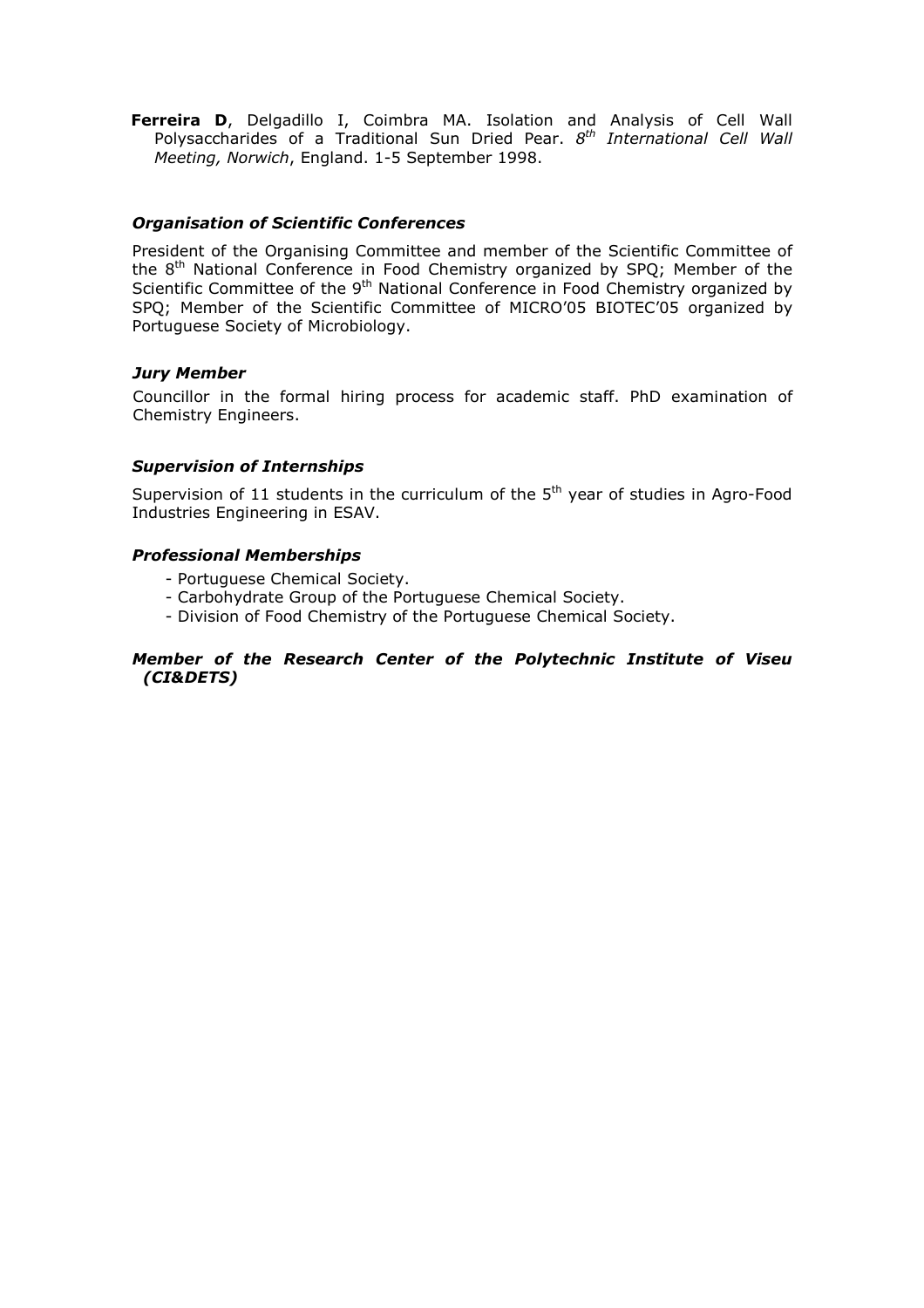**Ferreira D**, Delgadillo I, Coimbra MA. Isolation and Analysis of Cell Wall Polysaccharides of a Traditional Sun Dried Pear. *8th International Cell Wall Meeting, Norwich*, England. 1-5 September 1998.

### *Organisation of Scientific Conferences*

President of the Organising Committee and member of the Scientific Committee of the 8th National Conference in Food Chemistry organized by SPQ; Member of the Scientific Committee of the 9th National Conference in Food Chemistry organized by SPQ; Member of the Scientific Committee of MICRO'05 BIOTEC'05 organized by Portuguese Society of Microbiology.

### *Jury Member*

Councillor in the formal hiring process for academic staff. PhD examination of Chemistry Engineers.

### *Supervision of Internships*

Supervision of 11 students in the curriculum of the 5th year of studies in Agro-Food Industries Engineering in ESAV.

### *Professional Memberships*

- Portuguese Chemical Society.
- Carbohydrate Group of the Portuguese Chemical Society.
- Division of Food Chemistry of the Portuguese Chemical Society.

### *Member of the Research Center of the Polytechnic Institute of Viseu (CI&DETS)*